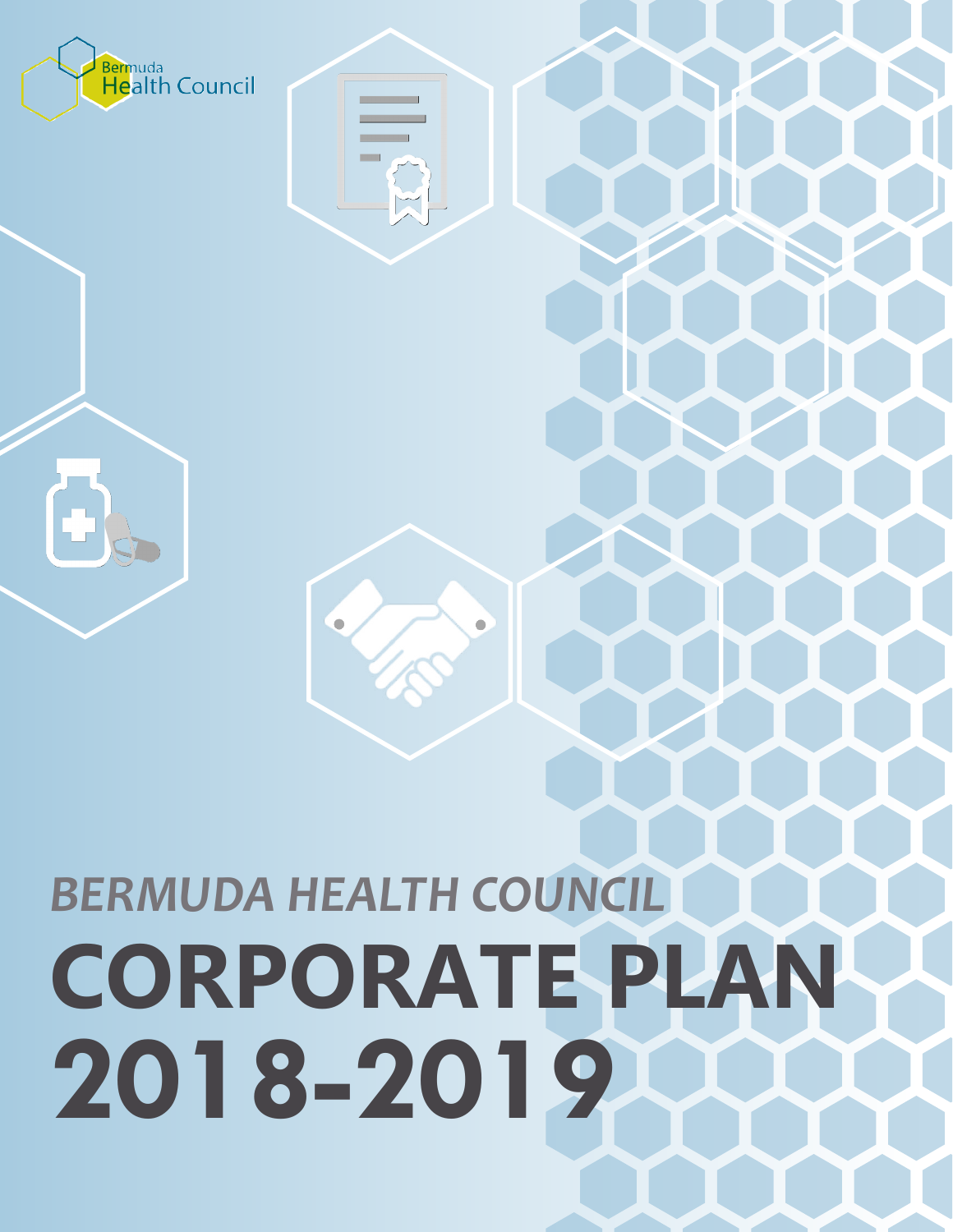Bermuda Health Council

*BERMUDA HEALTH COUNCIL*

# CORPORATE PLAN 2018-2019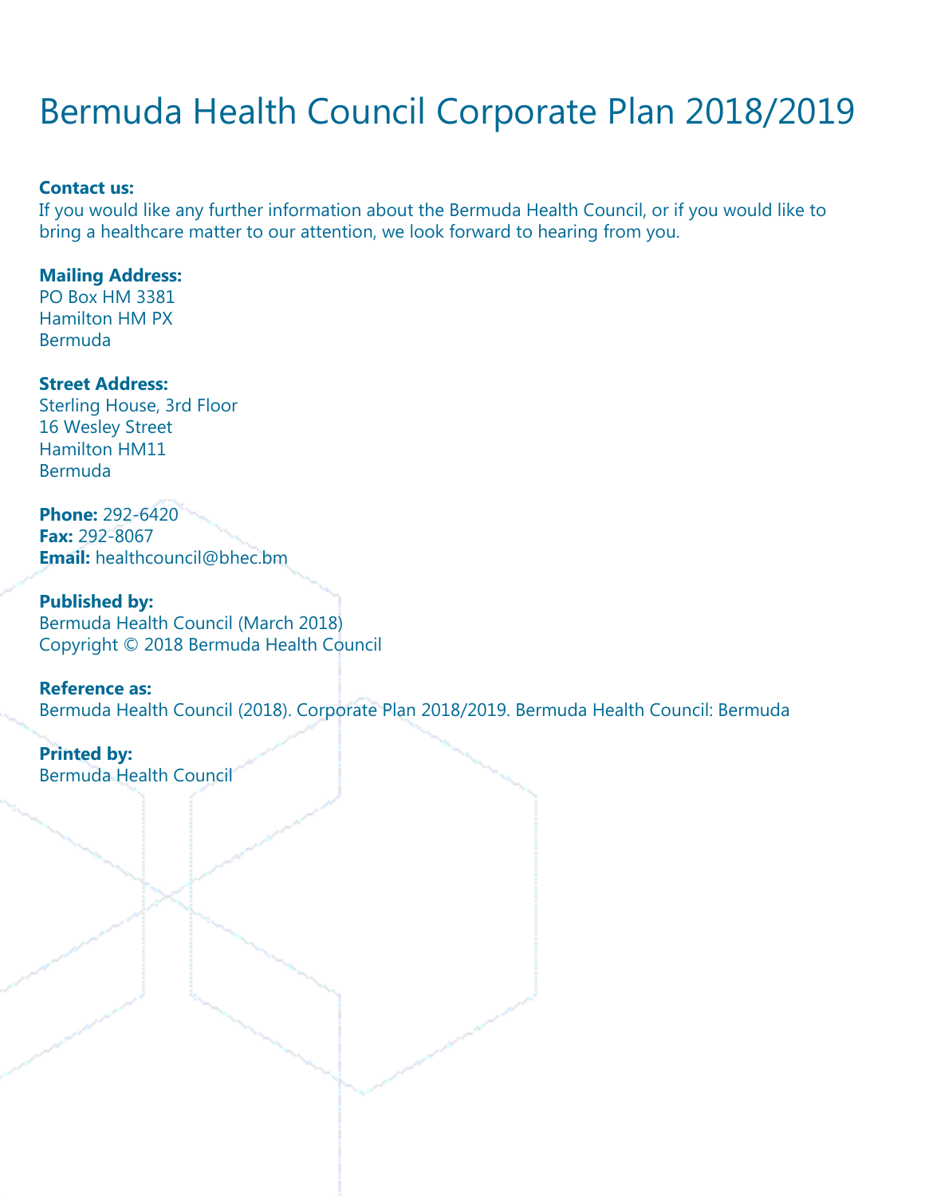# Bermuda Health Council Corporate Plan 2018/2019

**Contact us:**
If you would like any further information about the Bermuda Health Council, or if you would like to bring a healthcare matter to our attention, we look forward to hearing from you.

**Mailing Address:**
PO Box HM 3381
Hamilton HM PX
Bermuda

**Street Address:**
Sterling House, 3rd Floor
16 Wesley Street
Hamilton HM11
Bermuda

**Phone:** 292-6420
**Fax:** 292-8067
**Email:** healthcouncil@bhec.bm

**Published by:**
Bermuda Health Council (March 2018)
Copyright © 2018 Bermuda Health Council

**Reference as:**
Bermuda Health Council (2018). Corporate Plan 2018/2019. Bermuda Health Council: Bermuda

**Printed by:**
Bermuda Health Council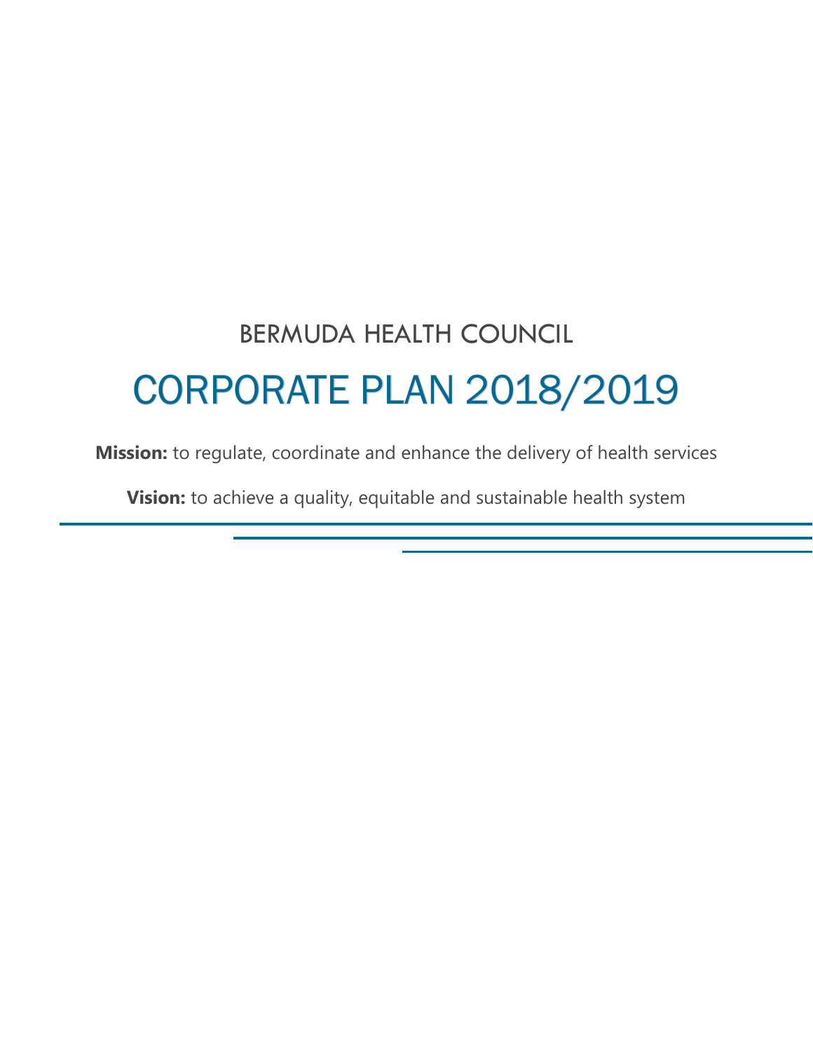BERMUDA HEALTH COUNCIL

# CORPORATE PLAN 2018/2019

**Mission:** to regulate, coordinate and enhance the delivery of health services

**Vision:** to achieve a quality, equitable and sustainable health system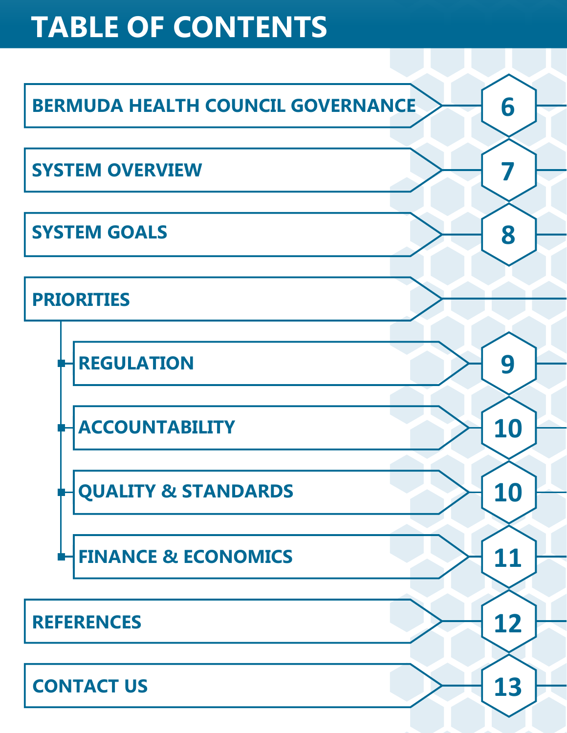# TABLE OF CONTENTS

- BERMUDA HEALTH COUNCIL GOVERNANCE — 6
- SYSTEM OVERVIEW — 7
- SYSTEM GOALS — 8
- PRIORITIES
  - REGULATION — 9
  - ACCOUNTABILITY — 10
  - QUALITY & STANDARDS — 10
  - FINANCE & ECONOMICS — 11
- REFERENCES — 12
- CONTACT US — 13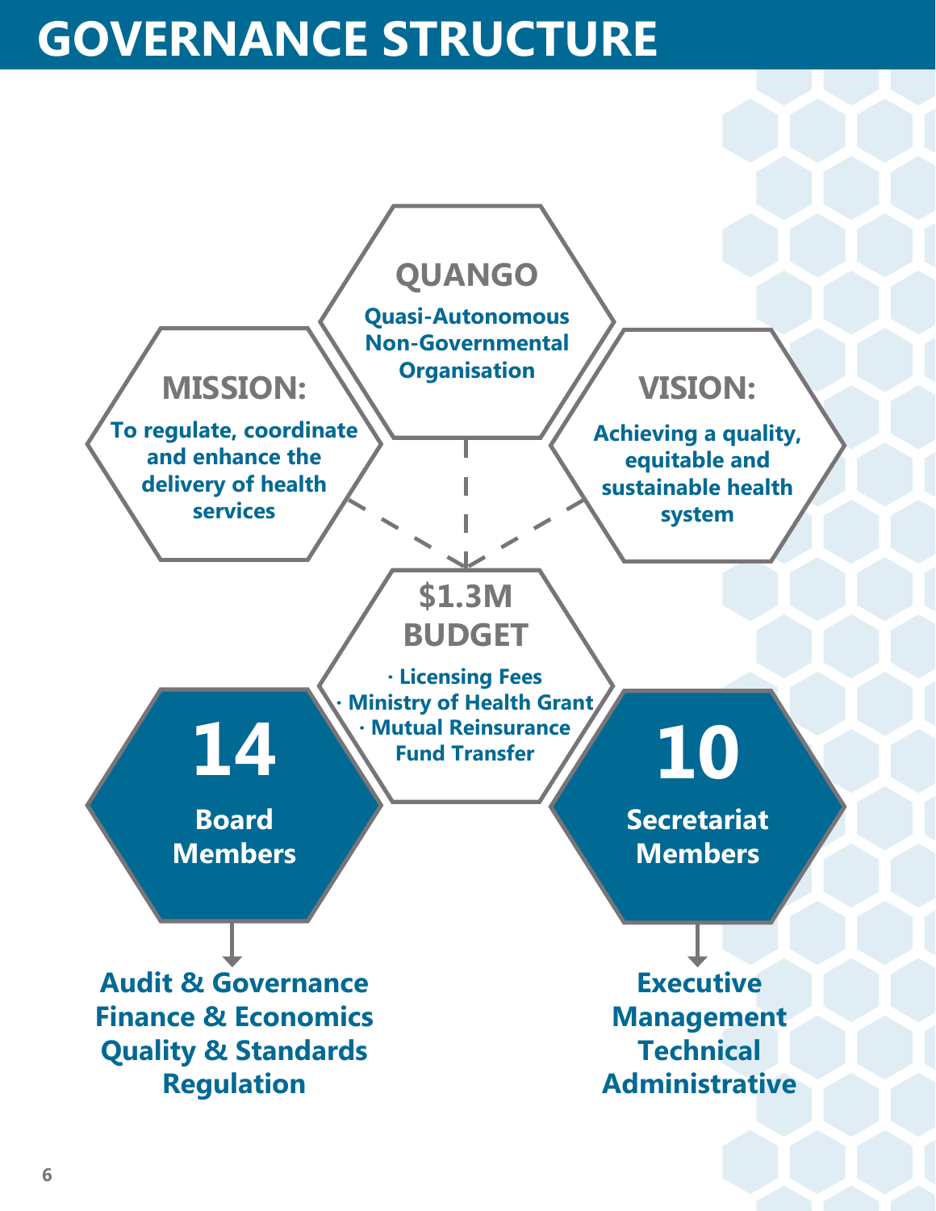# GOVERNANCE STRUCTURE

## QUANGO

**Quasi-Autonomous Non-Governmental Organisation**

## MISSION:

**To regulate, coordinate and enhance the delivery of health services**

## VISION:

**Achieving a quality, equitable and sustainable health system**

## $1.3M BUDGET

- Licensing Fees
- Ministry of Health Grant
- Mutual Reinsurance Fund Transfer

## 14 Board Members

- Audit & Governance
- Finance & Economics
- Quality & Standards
- Regulation

## 10 Secretariat Members

- Executive
- Management
- Technical
- Administrative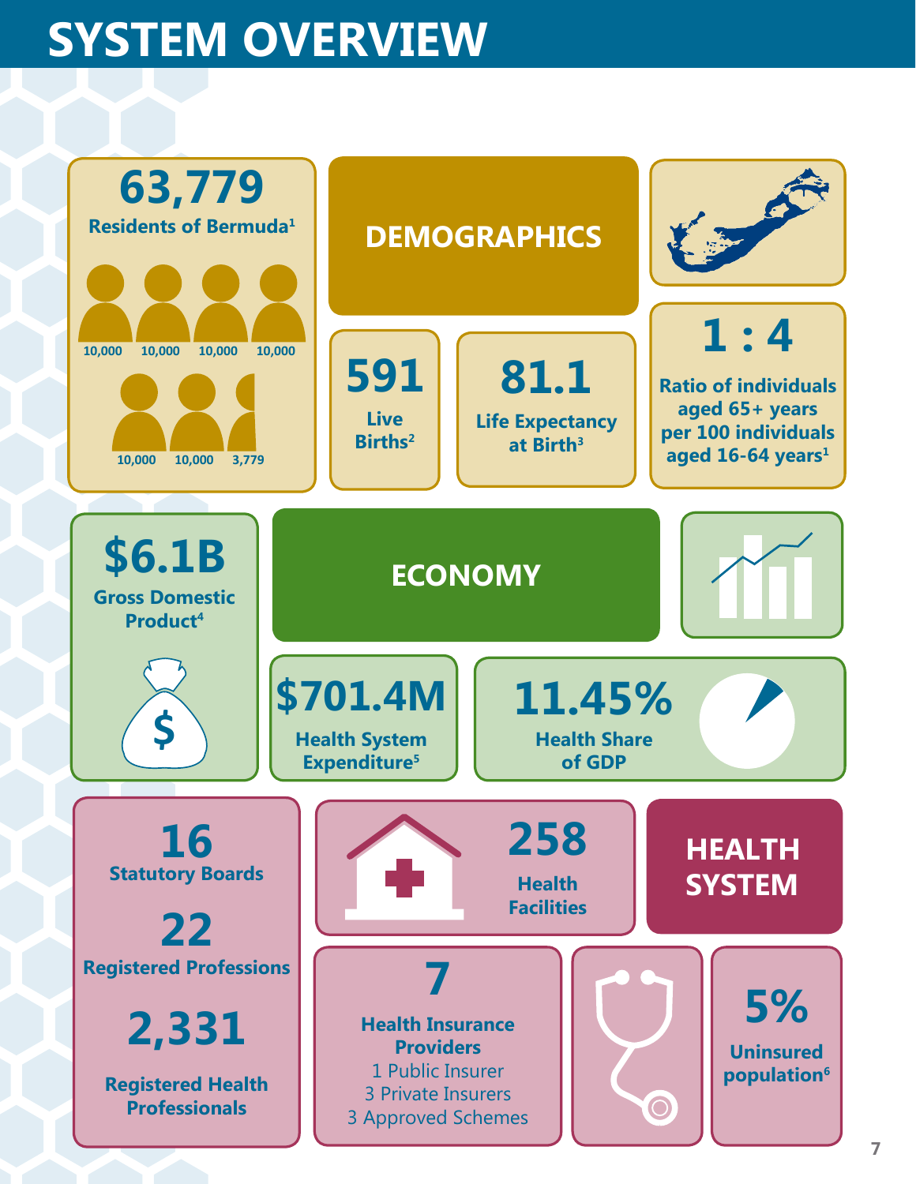# SYSTEM OVERVIEW

## DEMOGRAPHICS

**63,779**
**Residents of Bermuda[1]**

10,000 10,000 10,000 10,000 10,000 10,000 3,779

**591**
**Live Births[2]**

**81.1**
**Life Expectancy at Birth[3]**

**1 : 4**
**Ratio of individuals aged 65+ years per 100 individuals aged 16-64 years[1]**

## ECONOMY

**$6.1B**
**Gross Domestic Product[4]**

**$701.4M**
**Health System Expenditure[5]**

**11.45%**
**Health Share of GDP**

## HEALTH SYSTEM

**16**
**Statutory Boards**

**22**
**Registered Professions**

**2,331**
**Registered Health Professionals**

**258**
**Health Facilities**

**7**
**Health Insurance Providers**
1 Public Insurer
3 Private Insurers
3 Approved Schemes

**5%**
**Uninsured population[6]**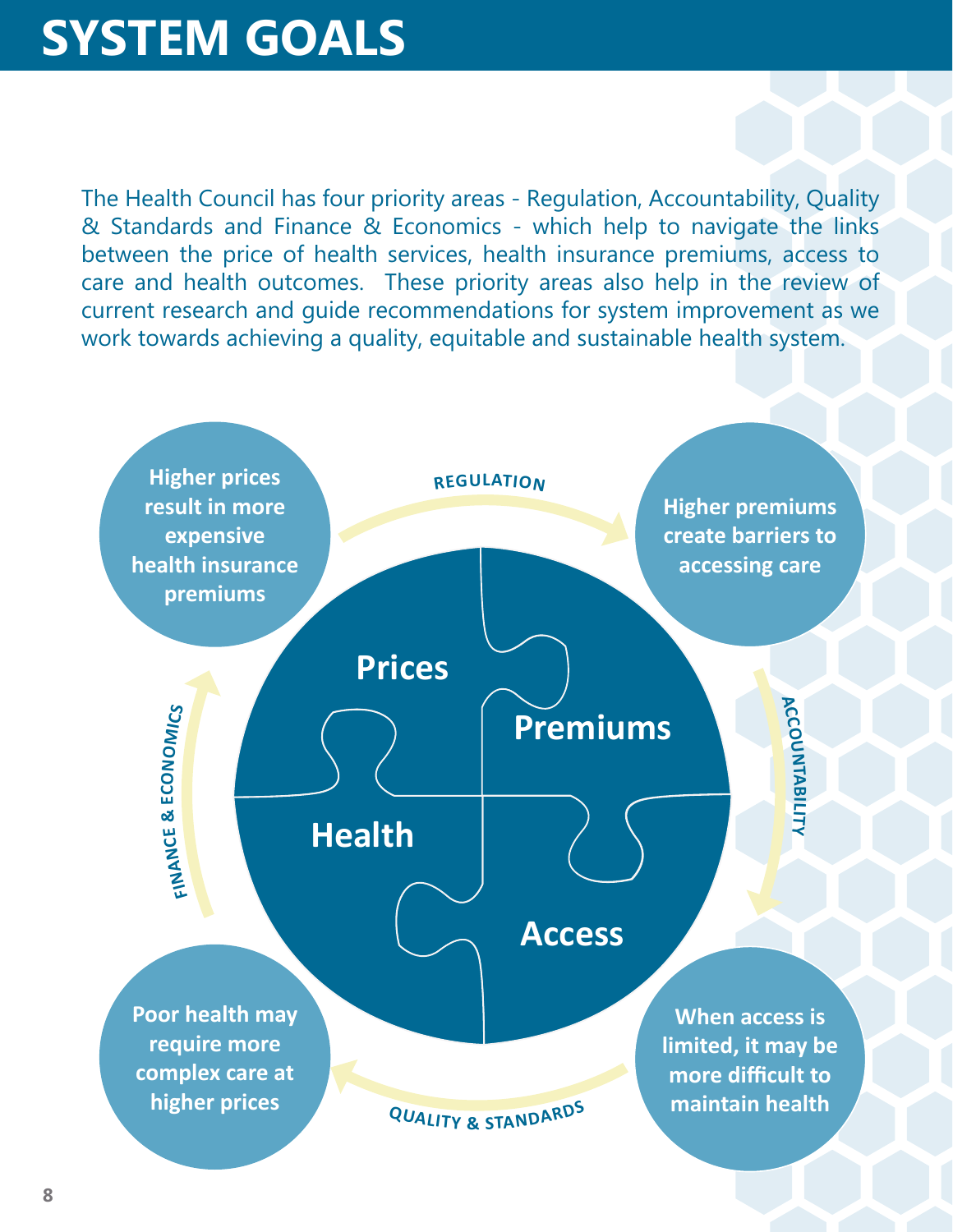# SYSTEM GOALS

The Health Council has four priority areas - Regulation, Accountability, Quality & Standards and Finance & Economics - which help to navigate the links between the price of health services, health insurance premiums, access to care and health outcomes. These priority areas also help in the review of current research and guide recommendations for system improvement as we work towards achieving a quality, equitable and sustainable health system.

**Higher prices result in more expensive health insurance premiums**

REGULATION

**Higher premiums create barriers to accessing care**

ACCOUNTABILITY

**When access is limited, it may be more difficult to maintain health**

QUALITY & STANDARDS

**Poor health may require more complex care at higher prices**

FINANCE & ECONOMICS

**Prices** **Premiums** **Health** **Access**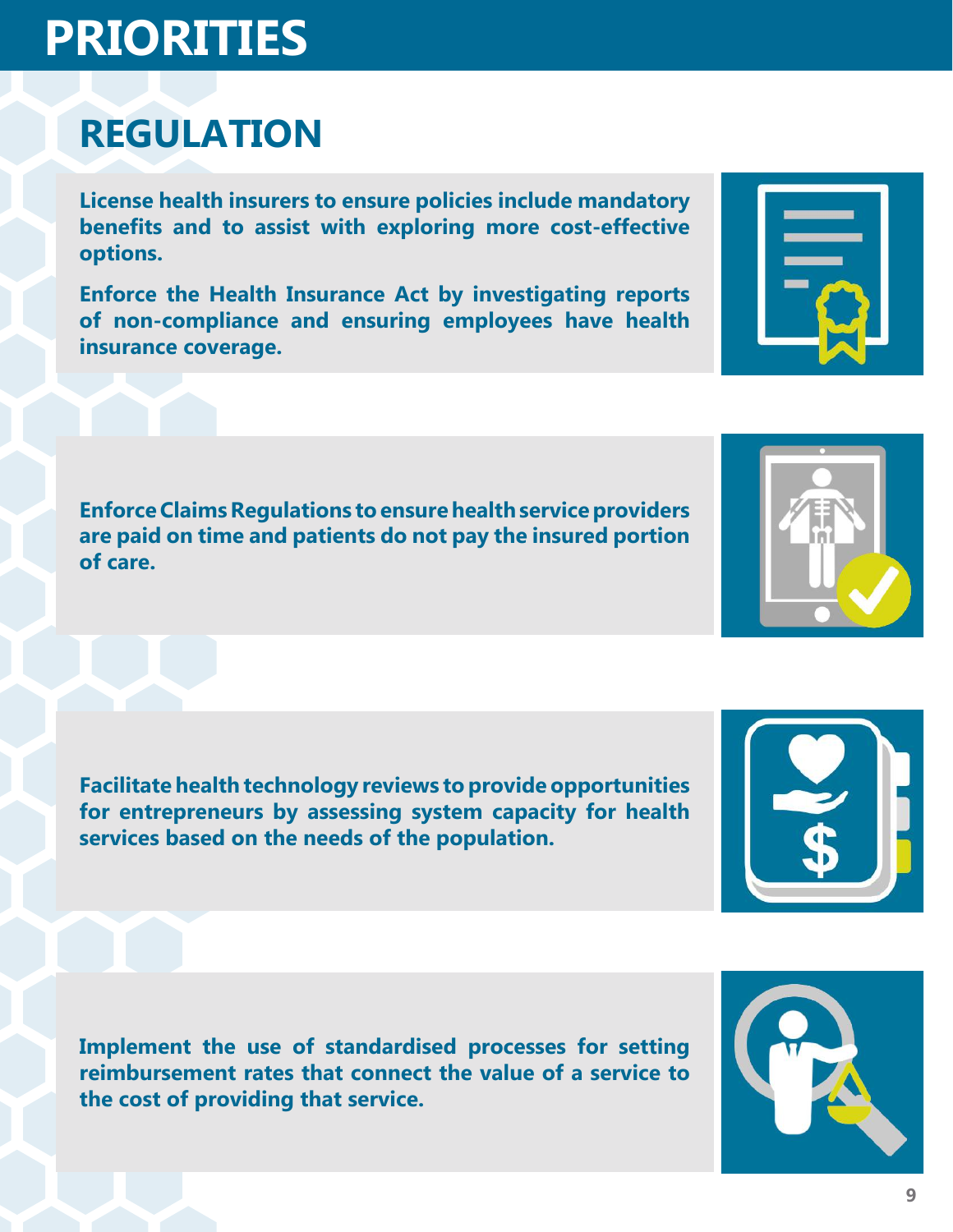# PRIORITIES

## REGULATION

**License health insurers to ensure policies include mandatory benefits and to assist with exploring more cost-effective options.**

**Enforce the Health Insurance Act by investigating reports of non-compliance and ensuring employees have health insurance coverage.**

**Enforce Claims Regulations to ensure health service providers are paid on time and patients do not pay the insured portion of care.**

**Facilitate health technology reviews to provide opportunities for entrepreneurs by assessing system capacity for health services based on the needs of the population.**

**Implement the use of standardised processes for setting reimbursement rates that connect the value of a service to the cost of providing that service.**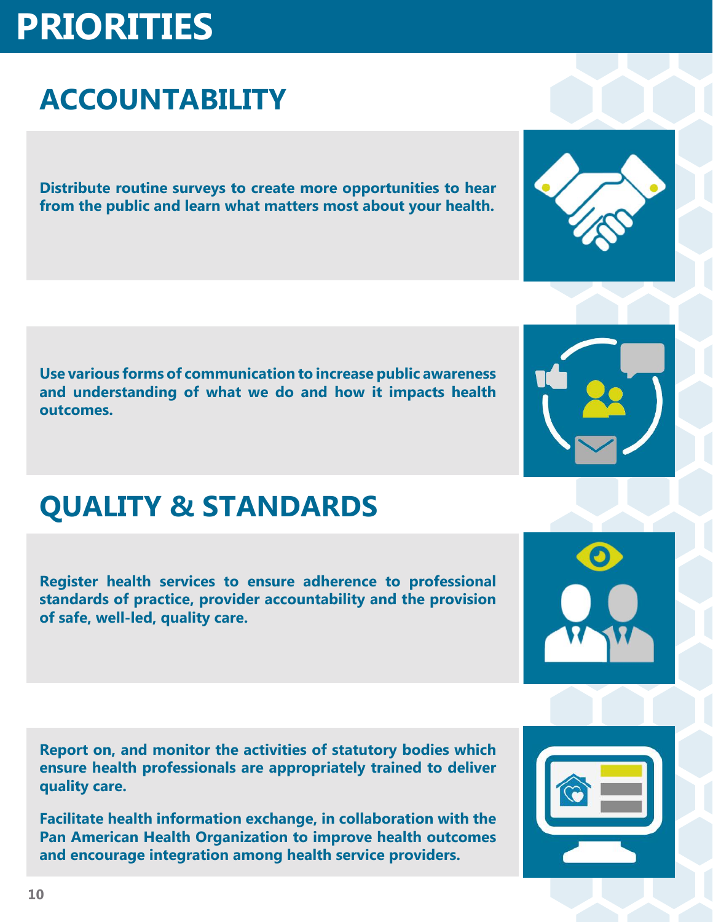# PRIORITIES

## ACCOUNTABILITY

**Distribute routine surveys to create more opportunities to hear from the public and learn what matters most about your health.**

**Use various forms of communication to increase public awareness and understanding of what we do and how it impacts health outcomes.**

## QUALITY & STANDARDS

**Register health services to ensure adherence to professional standards of practice, provider accountability and the provision of safe, well-led, quality care.**

**Report on, and monitor the activities of statutory bodies which ensure health professionals are appropriately trained to deliver quality care.**

**Facilitate health information exchange, in collaboration with the Pan American Health Organization to improve health outcomes and encourage integration among health service providers.**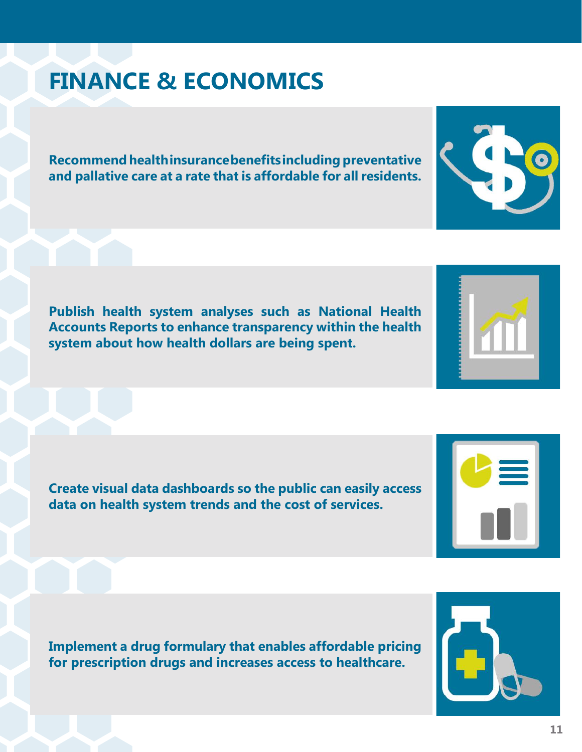# FINANCE & ECONOMICS

**Recommend health insurance benefits including preventative and pallative care at a rate that is affordable for all residents.**

**Publish health system analyses such as National Health Accounts Reports to enhance transparency within the health system about how health dollars are being spent.**

**Create visual data dashboards so the public can easily access data on health system trends and the cost of services.**

**Implement a drug formulary that enables affordable pricing for prescription drugs and increases access to healthcare.**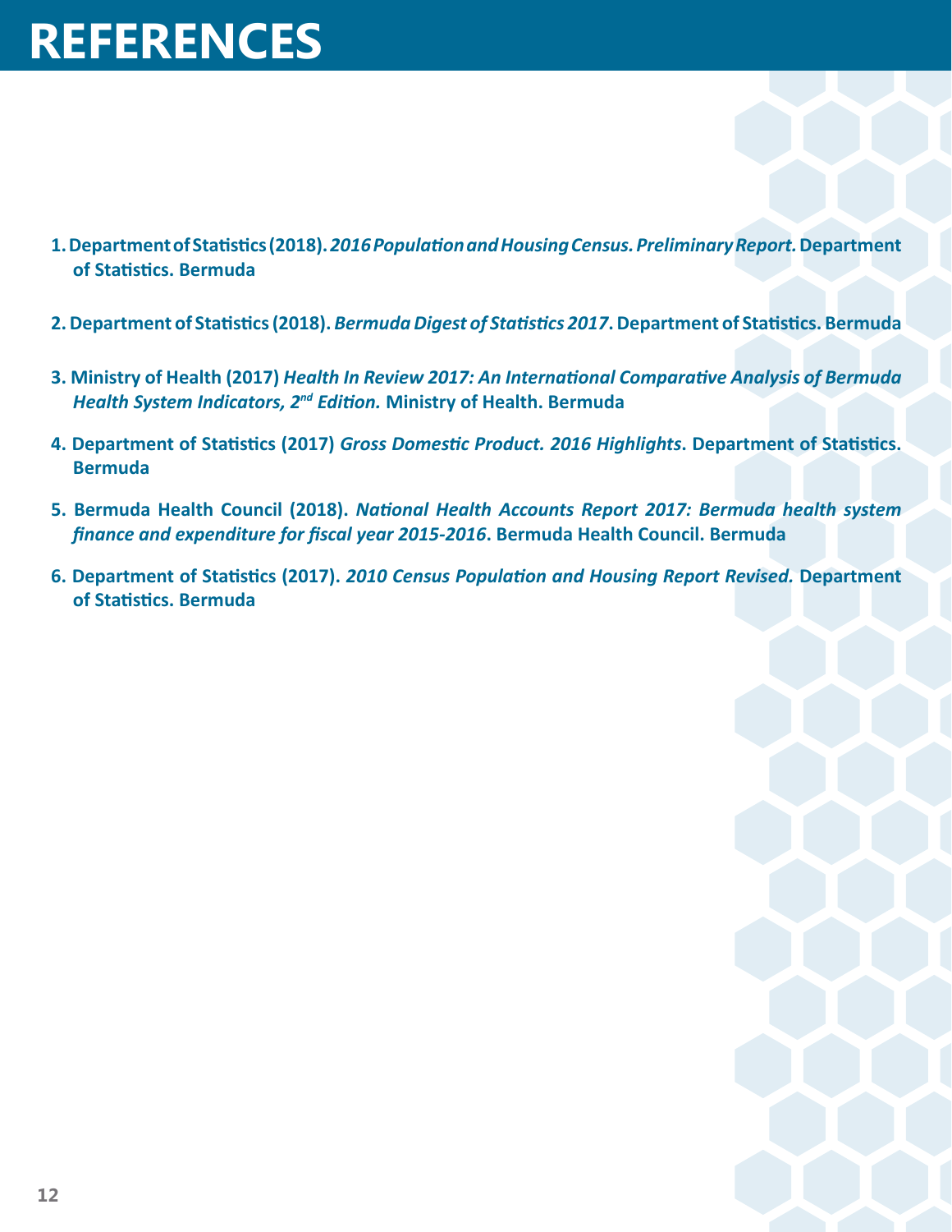# REFERENCES

1. Department of Statistics (2018). *2016 Population and Housing Census. Preliminary Report.* Department of Statistics. Bermuda

2. Department of Statistics (2018). *Bermuda Digest of Statistics 2017*. Department of Statistics. Bermuda

3. Ministry of Health (2017) *Health In Review 2017: An International Comparative Analysis of Bermuda Health System Indicators, 2nd Edition.* Ministry of Health. Bermuda

4. Department of Statistics (2017) *Gross Domestic Product. 2016 Highlights*. Department of Statistics. Bermuda

5. Bermuda Health Council (2018). *National Health Accounts Report 2017: Bermuda health system finance and expenditure for fiscal year 2015-2016*. Bermuda Health Council. Bermuda

6. Department of Statistics (2017). *2010 Census Population and Housing Report Revised.* Department of Statistics. Bermuda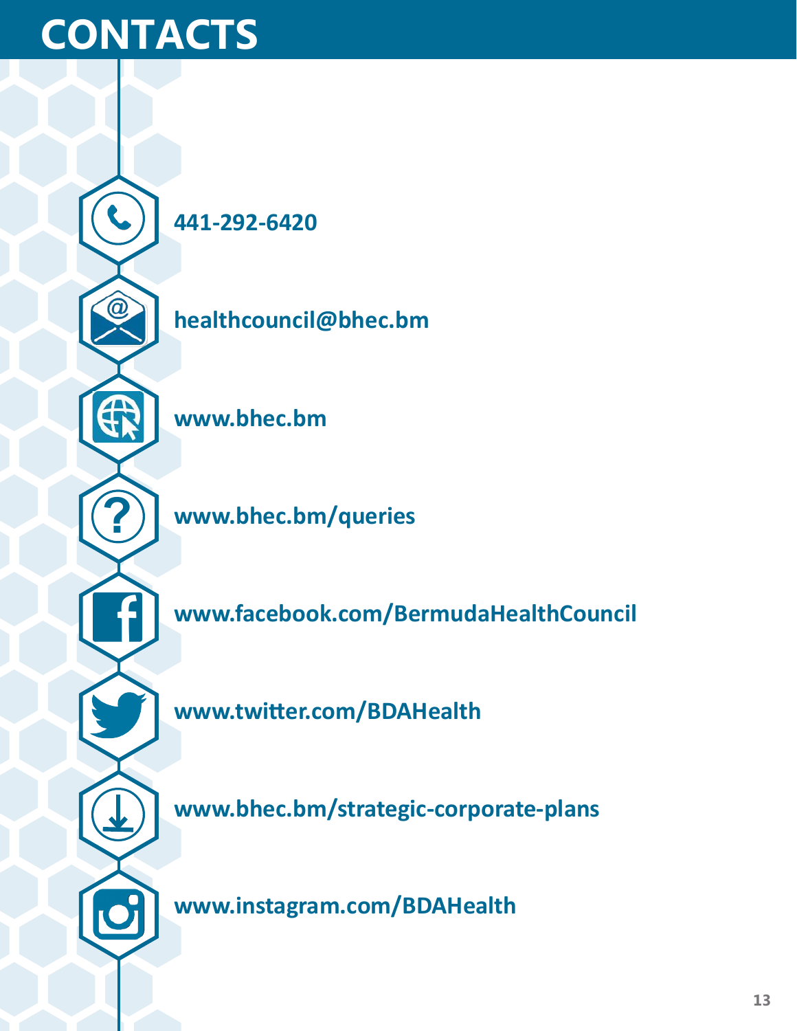# CONTACTS

441-292-6420

healthcouncil@bhec.bm

www.bhec.bm

www.bhec.bm/queries

www.facebook.com/BermudaHealthCouncil

www.twitter.com/BDAHealth

www.bhec.bm/strategic-corporate-plans

www.instagram.com/BDAHealth